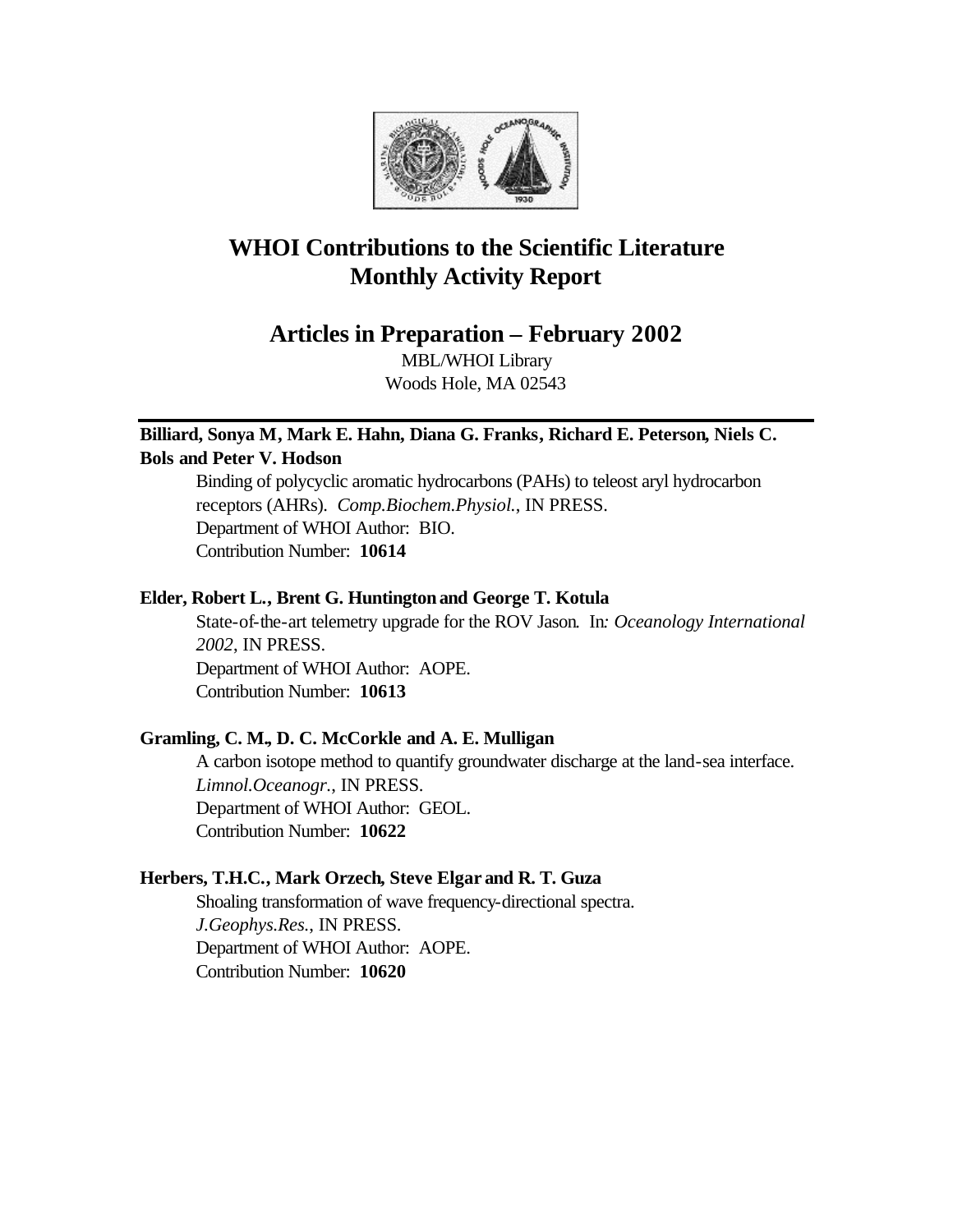# WHOI Contributions to the Scientific Literature Monthly Activity Report

## Articles in Preparation – February 2002

MBL/WHOI Library
Woods Hole, MA 02543

---

**Billiard, Sonya M, Mark E. Hahn, Diana G. Franks, Richard E. Peterson, Niels C. Bols and Peter V. Hodson**

Binding of polycyclic aromatic hydrocarbons (PAHs) to teleost aryl hydrocarbon receptors (AHRs). *Comp.Biochem.Physiol.*, IN PRESS.
Department of WHOI Author: BIO.
Contribution Number: **10614**

**Elder, Robert L., Brent G. Huntington and George T. Kotula**

State-of-the-art telemetry upgrade for the ROV Jason. In*: Oceanology International 2002*, IN PRESS.
Department of WHOI Author: AOPE.
Contribution Number: **10613**

**Gramling, C. M., D. C. McCorkle and A. E. Mulligan**

A carbon isotope method to quantify groundwater discharge at the land-sea interface. *Limnol.Oceanogr.*, IN PRESS.
Department of WHOI Author: GEOL.
Contribution Number: **10622**

**Herbers, T.H.C., Mark Orzech, Steve Elgar and R. T. Guza**

Shoaling transformation of wave frequency-directional spectra. *J.Geophys.Res.*, IN PRESS.
Department of WHOI Author: AOPE.
Contribution Number: **10620**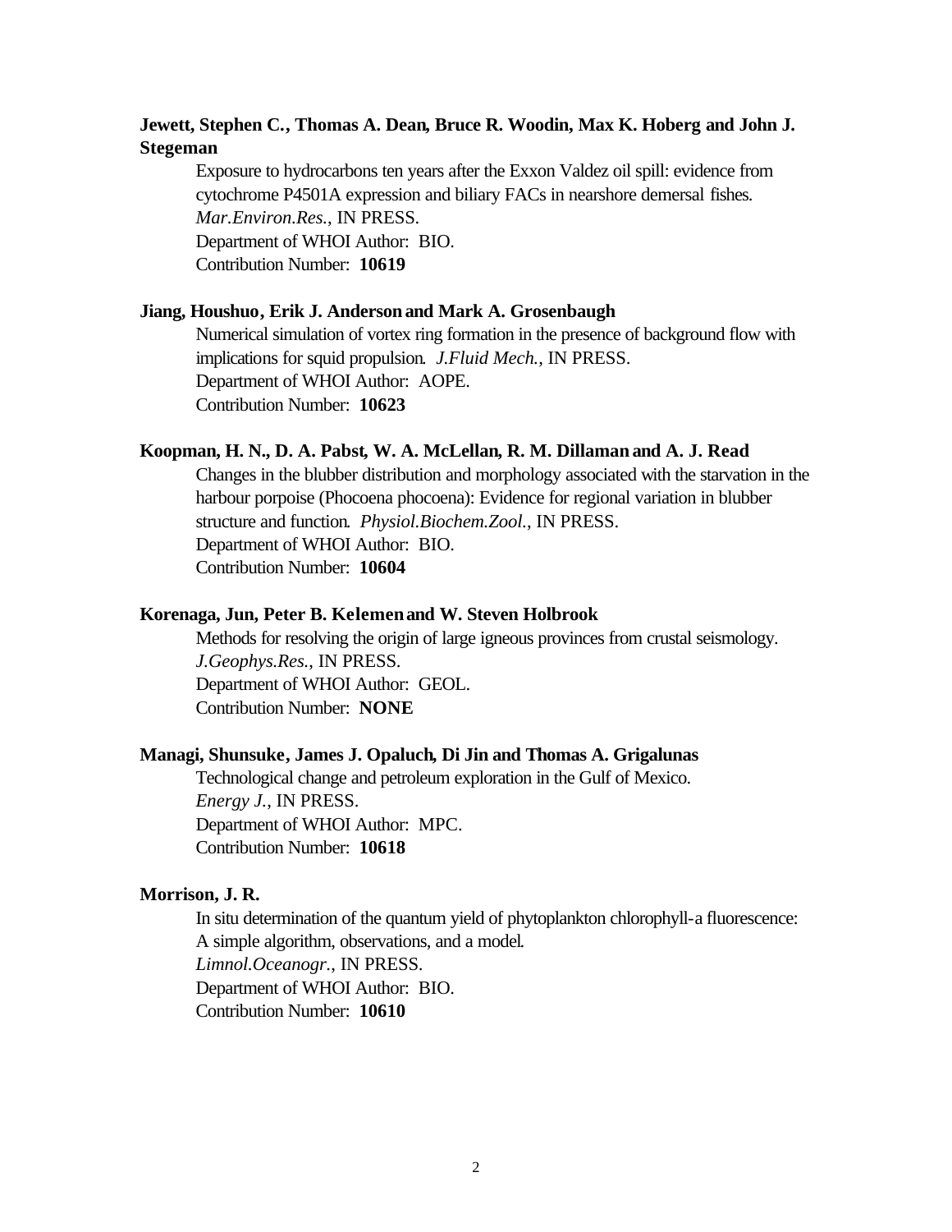**Jewett, Stephen C., Thomas A. Dean, Bruce R. Woodin, Max K. Hoberg and John J. Stegeman**

Exposure to hydrocarbons ten years after the Exxon Valdez oil spill: evidence from cytochrome P4501A expression and biliary FACs in nearshore demersal fishes. *Mar.Environ.Res.*, IN PRESS.
Department of WHOI Author: BIO.
Contribution Number: **10619**

**Jiang, Houshuo, Erik J. Anderson and Mark A. Grosenbaugh**

Numerical simulation of vortex ring formation in the presence of background flow with implications for squid propulsion. *J.Fluid Mech.*, IN PRESS.
Department of WHOI Author: AOPE.
Contribution Number: **10623**

**Koopman, H. N., D. A. Pabst, W. A. McLellan, R. M. Dillaman and A. J. Read**

Changes in the blubber distribution and morphology associated with the starvation in the harbour porpoise (Phocoena phocoena): Evidence for regional variation in blubber structure and function. *Physiol.Biochem.Zool.*, IN PRESS.
Department of WHOI Author: BIO.
Contribution Number: **10604**

**Korenaga, Jun, Peter B. Kelemen and W. Steven Holbrook**

Methods for resolving the origin of large igneous provinces from crustal seismology. *J.Geophys.Res.*, IN PRESS.
Department of WHOI Author: GEOL.
Contribution Number: **NONE**

**Managi, Shunsuke, James J. Opaluch, Di Jin and Thomas A. Grigalunas**

Technological change and petroleum exploration in the Gulf of Mexico. *Energy J.*, IN PRESS.
Department of WHOI Author: MPC.
Contribution Number: **10618**

**Morrison, J. R.**

In situ determination of the quantum yield of phytoplankton chlorophyll-a fluorescence: A simple algorithm, observations, and a model. *Limnol.Oceanogr.*, IN PRESS.
Department of WHOI Author: BIO.
Contribution Number: **10610**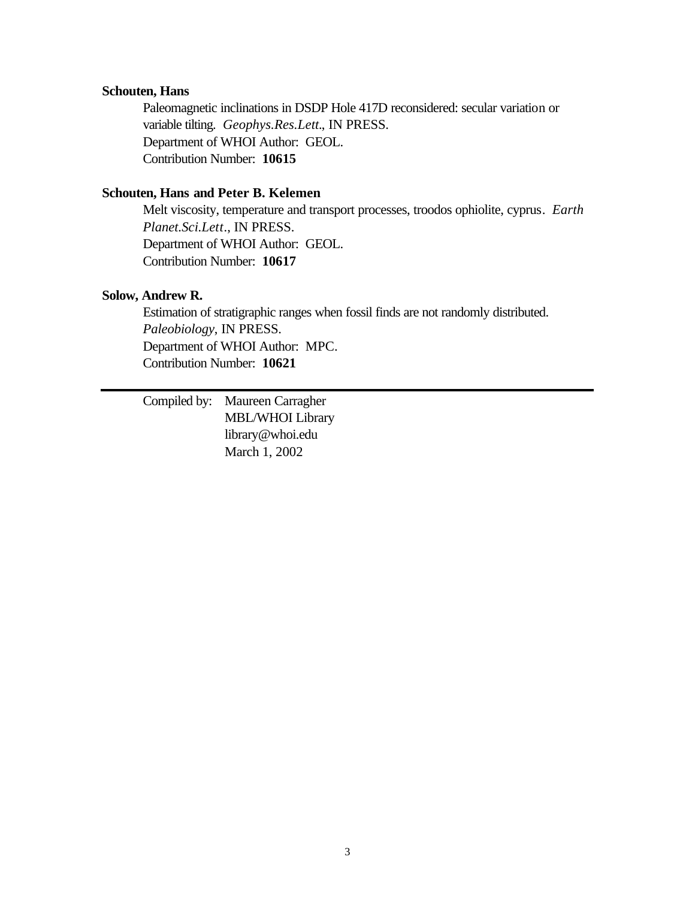**Schouten, Hans**

Paleomagnetic inclinations in DSDP Hole 417D reconsidered: secular variation or variable tilting. *Geophys.Res.Lett*., IN PRESS.
Department of WHOI Author: GEOL.
Contribution Number: **10615**

**Schouten, Hans and Peter B. Kelemen**

Melt viscosity, temperature and transport processes, troodos ophiolite, cyprus. *Earth Planet.Sci.Lett*., IN PRESS.
Department of WHOI Author: GEOL.
Contribution Number: **10617**

**Solow, Andrew R.**

Estimation of stratigraphic ranges when fossil finds are not randomly distributed. *Paleobiology*, IN PRESS.
Department of WHOI Author: MPC.
Contribution Number: **10621**

---

Compiled by: Maureen Carragher
MBL/WHOI Library
library@whoi.edu
March 1, 2002